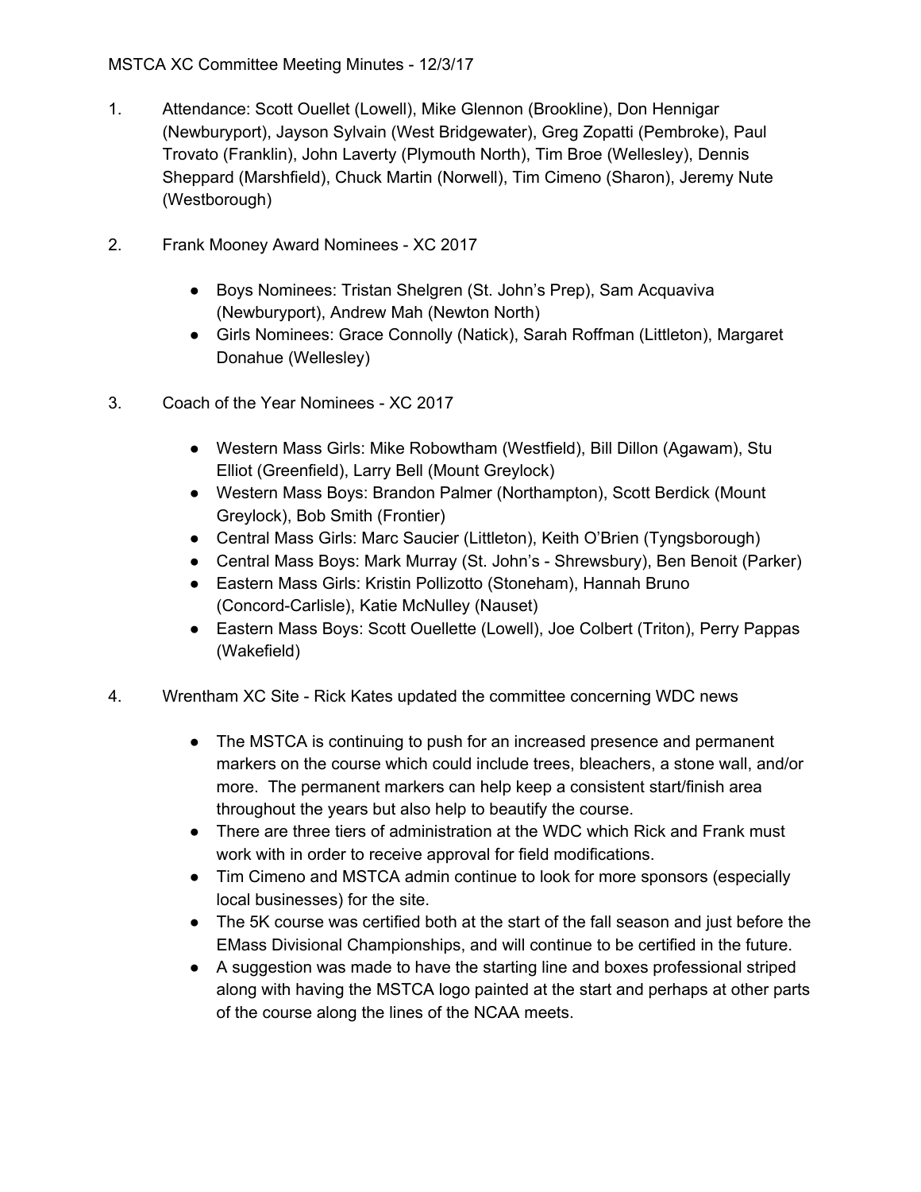MSTCA XC Committee Meeting Minutes - 12/3/17

1. Attendance: Scott Ouellet (Lowell), Mike Glennon (Brookline), Don Hennigar (Newburyport), Jayson Sylvain (West Bridgewater), Greg Zopatti (Pembroke), Paul Trovato (Franklin), John Laverty (Plymouth North), Tim Broe (Wellesley), Dennis Sheppard (Marshfield), Chuck Martin (Norwell), Tim Cimeno (Sharon), Jeremy Nute (Westborough)

2. Frank Mooney Award Nominees - XC 2017
    - Boys Nominees: Tristan Shelgren (St. John's Prep), Sam Acquaviva (Newburyport), Andrew Mah (Newton North)
    - Girls Nominees: Grace Connolly (Natick), Sarah Roffman (Littleton), Margaret Donahue (Wellesley)

3. Coach of the Year Nominees - XC 2017
    - Western Mass Girls: Mike Robowtham (Westfield), Bill Dillon (Agawam), Stu Elliot (Greenfield), Larry Bell (Mount Greylock)
    - Western Mass Boys: Brandon Palmer (Northampton), Scott Berdick (Mount Greylock), Bob Smith (Frontier)
    - Central Mass Girls: Marc Saucier (Littleton), Keith O'Brien (Tyngsborough)
    - Central Mass Boys: Mark Murray (St. John's - Shrewsbury), Ben Benoit (Parker)
    - Eastern Mass Girls: Kristin Pollizotto (Stoneham), Hannah Bruno (Concord-Carlisle), Katie McNulley (Nauset)
    - Eastern Mass Boys: Scott Ouellette (Lowell), Joe Colbert (Triton), Perry Pappas (Wakefield)

4. Wrentham XC Site - Rick Kates updated the committee concerning WDC news
    - The MSTCA is continuing to push for an increased presence and permanent markers on the course which could include trees, bleachers, a stone wall, and/or more. The permanent markers can help keep a consistent start/finish area throughout the years but also help to beautify the course.
    - There are three tiers of administration at the WDC which Rick and Frank must work with in order to receive approval for field modifications.
    - Tim Cimeno and MSTCA admin continue to look for more sponsors (especially local businesses) for the site.
    - The 5K course was certified both at the start of the fall season and just before the EMass Divisional Championships, and will continue to be certified in the future.
    - A suggestion was made to have the starting line and boxes professional striped along with having the MSTCA logo painted at the start and perhaps at other parts of the course along the lines of the NCAA meets.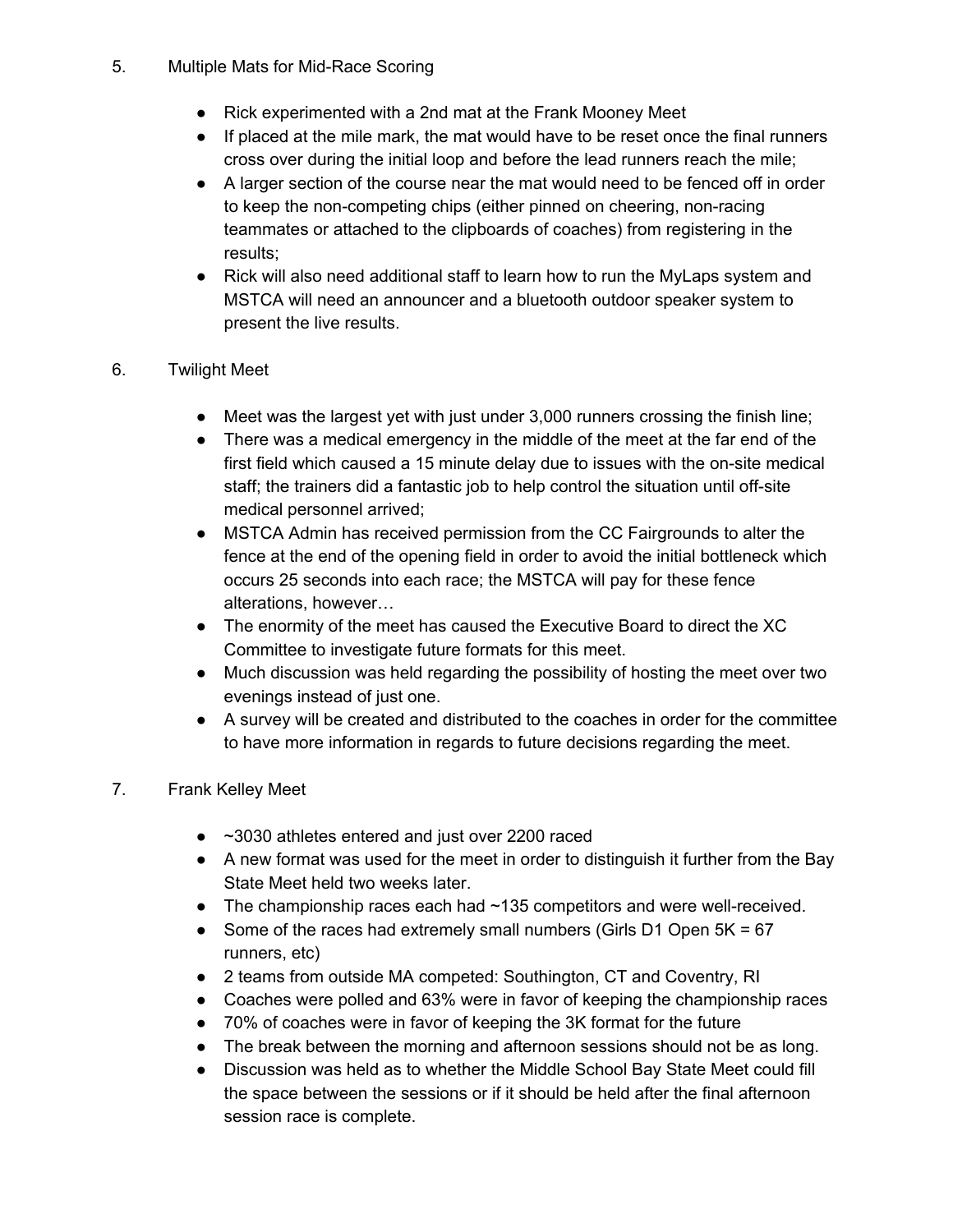5. Multiple Mats for Mid-Race Scoring

    - Rick experimented with a 2nd mat at the Frank Mooney Meet
    - If placed at the mile mark, the mat would have to be reset once the final runners cross over during the initial loop and before the lead runners reach the mile;
    - A larger section of the course near the mat would need to be fenced off in order to keep the non-competing chips (either pinned on cheering, non-racing teammates or attached to the clipboards of coaches) from registering in the results;
    - Rick will also need additional staff to learn how to run the MyLaps system and MSTCA will need an announcer and a bluetooth outdoor speaker system to present the live results.

6. Twilight Meet

    - Meet was the largest yet with just under 3,000 runners crossing the finish line;
    - There was a medical emergency in the middle of the meet at the far end of the first field which caused a 15 minute delay due to issues with the on-site medical staff; the trainers did a fantastic job to help control the situation until off-site medical personnel arrived;
    - MSTCA Admin has received permission from the CC Fairgrounds to alter the fence at the end of the opening field in order to avoid the initial bottleneck which occurs 25 seconds into each race; the MSTCA will pay for these fence alterations, however…
    - The enormity of the meet has caused the Executive Board to direct the XC Committee to investigate future formats for this meet.
    - Much discussion was held regarding the possibility of hosting the meet over two evenings instead of just one.
    - A survey will be created and distributed to the coaches in order for the committee to have more information in regards to future decisions regarding the meet.

7. Frank Kelley Meet

    - ~3030 athletes entered and just over 2200 raced
    - A new format was used for the meet in order to distinguish it further from the Bay State Meet held two weeks later.
    - The championship races each had ~135 competitors and were well-received.
    - Some of the races had extremely small numbers (Girls D1 Open 5K = 67 runners, etc)
    - 2 teams from outside MA competed: Southington, CT and Coventry, RI
    - Coaches were polled and 63% were in favor of keeping the championship races
    - 70% of coaches were in favor of keeping the 3K format for the future
    - The break between the morning and afternoon sessions should not be as long.
    - Discussion was held as to whether the Middle School Bay State Meet could fill the space between the sessions or if it should be held after the final afternoon session race is complete.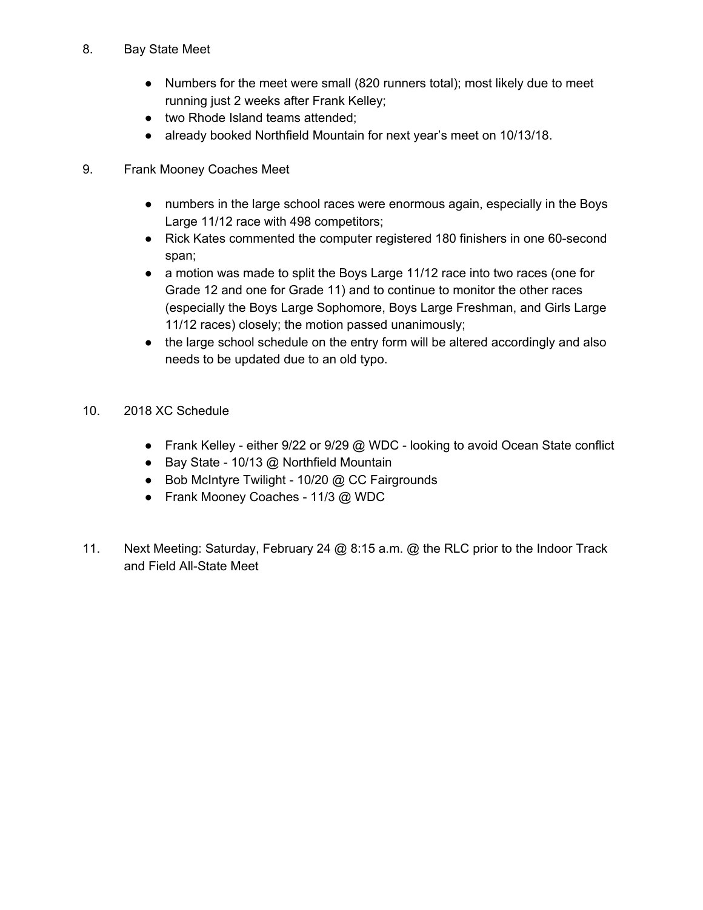8. Bay State Meet

    - Numbers for the meet were small (820 runners total); most likely due to meet running just 2 weeks after Frank Kelley;
    - two Rhode Island teams attended;
    - already booked Northfield Mountain for next year's meet on 10/13/18.

9. Frank Mooney Coaches Meet

    - numbers in the large school races were enormous again, especially in the Boys Large 11/12 race with 498 competitors;
    - Rick Kates commented the computer registered 180 finishers in one 60-second span;
    - a motion was made to split the Boys Large 11/12 race into two races (one for Grade 12 and one for Grade 11) and to continue to monitor the other races (especially the Boys Large Sophomore, Boys Large Freshman, and Girls Large 11/12 races) closely; the motion passed unanimously;
    - the large school schedule on the entry form will be altered accordingly and also needs to be updated due to an old typo.

10. 2018 XC Schedule

    - Frank Kelley - either 9/22 or 9/29 @ WDC - looking to avoid Ocean State conflict
    - Bay State - 10/13 @ Northfield Mountain
    - Bob McIntyre Twilight - 10/20 @ CC Fairgrounds
    - Frank Mooney Coaches - 11/3 @ WDC

11. Next Meeting: Saturday, February 24 @ 8:15 a.m. @ the RLC prior to the Indoor Track and Field All-State Meet